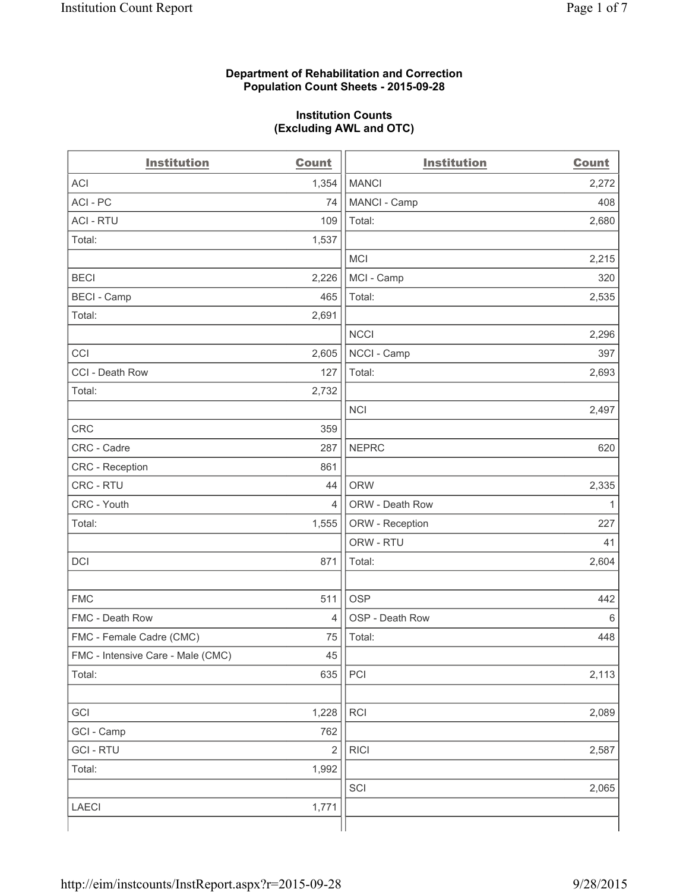**Department of Rehabilitation and Correction**
**Population Count Sheets - 2015-09-28**

**Institution Counts**
**(Excluding AWL and OTC)**

| Institution | Count | Institution | Count |
|---|---|---|---|
| ACI | 1,354 | MANCI | 2,272 |
| ACI - PC | 74 | MANCI - Camp | 408 |
| ACI - RTU | 109 | Total: | 2,680 |
| Total: | 1,537 | | |
| | | MCI | 2,215 |
| BECI | 2,226 | MCI - Camp | 320 |
| BECI - Camp | 465 | Total: | 2,535 |
| Total: | 2,691 | | |
| | | NCCI | 2,296 |
| CCI | 2,605 | NCCI - Camp | 397 |
| CCI - Death Row | 127 | Total: | 2,693 |
| Total: | 2,732 | | |
| | | NCI | 2,497 |
| CRC | 359 | | |
| CRC - Cadre | 287 | NEPRC | 620 |
| CRC - Reception | 861 | | |
| CRC - RTU | 44 | ORW | 2,335 |
| CRC - Youth | 4 | ORW - Death Row | 1 |
| Total: | 1,555 | ORW - Reception | 227 |
| | | ORW - RTU | 41 |
| DCI | 871 | Total: | 2,604 |
| | | | |
| FMC | 511 | OSP | 442 |
| FMC - Death Row | 4 | OSP - Death Row | 6 |
| FMC - Female Cadre (CMC) | 75 | Total: | 448 |
| FMC - Intensive Care - Male (CMC) | 45 | | |
| Total: | 635 | PCI | 2,113 |
| | | | |
| GCI | 1,228 | RCI | 2,089 |
| GCI - Camp | 762 | | |
| GCI - RTU | 2 | RICI | 2,587 |
| Total: | 1,992 | | |
| | | SCI | 2,065 |
| LAECI | 1,771 | | |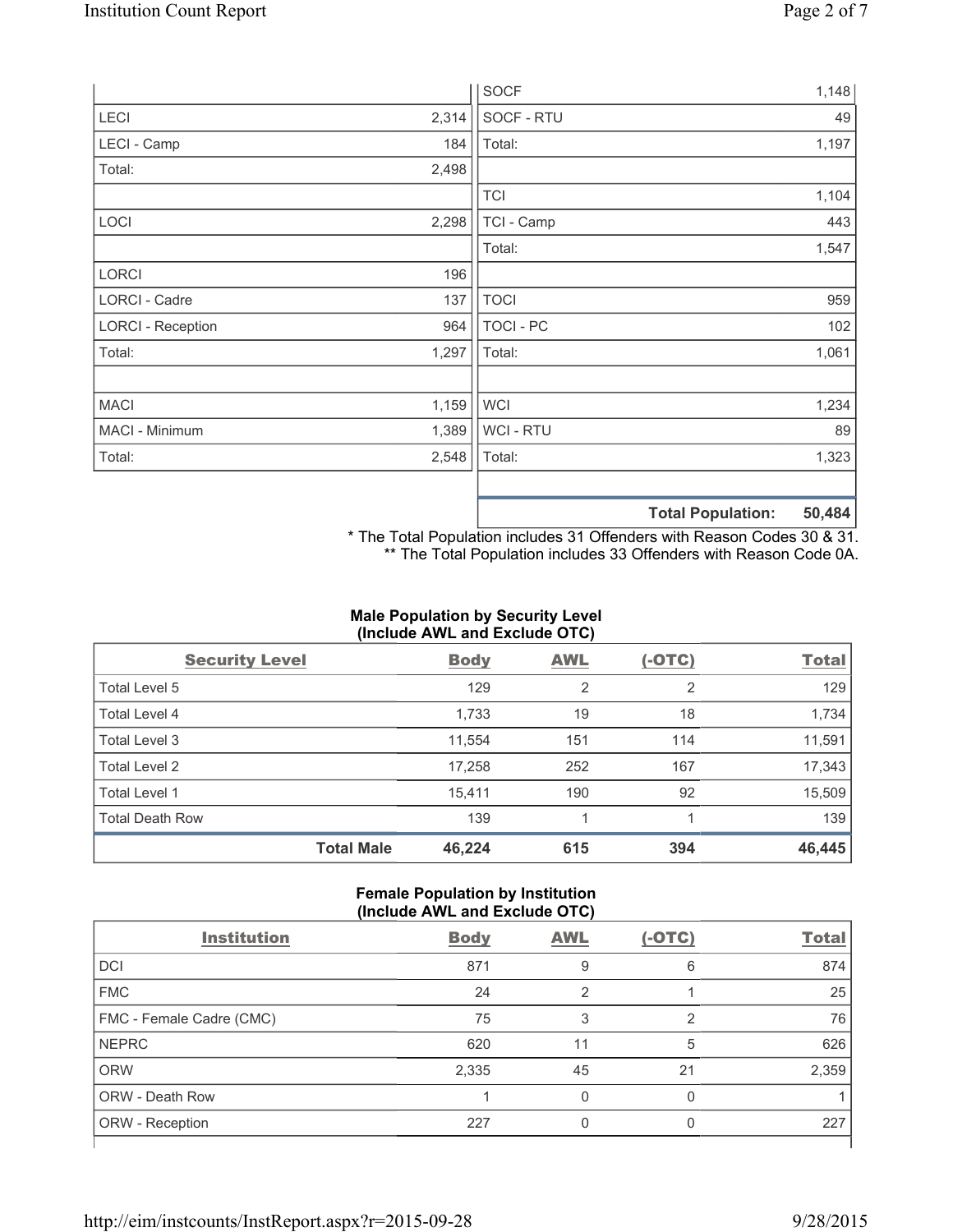| | |
|---|---|
| LECI | 2,314 |
| LECI - Camp | 184 |
| Total: | 2,498 |
| | |
| LOCI | 2,298 |
| | |
| LORCI | 196 |
| LORCI - Cadre | 137 |
| LORCI - Reception | 964 |
| Total: | 1,297 |
| | |
| MACI | 1,159 |
| MACI - Minimum | 1,389 |
| Total: | 2,548 |

| | |
|---|---|
| SOCF | 1,148 |
| SOCF - RTU | 49 |
| Total: | 1,197 |
| | |
| TCI | 1,104 |
| TCI - Camp | 443 |
| Total: | 1,547 |
| | |
| TOCI | 959 |
| TOCI - PC | 102 |
| Total: | 1,061 |
| | |
| WCI | 1,234 |
| WCI - RTU | 89 |
| Total: | 1,323 |
| | |
| **Total Population:** | **50,484** |

\* The Total Population includes 31 Offenders with Reason Codes 30 & 31.
\*\* The Total Population includes 33 Offenders with Reason Code 0A.

**Male Population by Security Level (Include AWL and Exclude OTC)**

| Security Level | Body | AWL | (-OTC) | Total |
|---|---|---|---|---|
| Total Level 5 | 129 | 2 | 2 | 129 |
| Total Level 4 | 1,733 | 19 | 18 | 1,734 |
| Total Level 3 | 11,554 | 151 | 114 | 11,591 |
| Total Level 2 | 17,258 | 252 | 167 | 17,343 |
| Total Level 1 | 15,411 | 190 | 92 | 15,509 |
| Total Death Row | 139 | 1 | 1 | 139 |
| **Total Male** | **46,224** | **615** | **394** | **46,445** |

**Female Population by Institution (Include AWL and Exclude OTC)**

| Institution | Body | AWL | (-OTC) | Total |
|---|---|---|---|---|
| DCI | 871 | 9 | 6 | 874 |
| FMC | 24 | 2 | 1 | 25 |
| FMC - Female Cadre (CMC) | 75 | 3 | 2 | 76 |
| NEPRC | 620 | 11 | 5 | 626 |
| ORW | 2,335 | 45 | 21 | 2,359 |
| ORW - Death Row | 1 | 0 | 0 | 1 |
| ORW - Reception | 227 | 0 | 0 | 227 |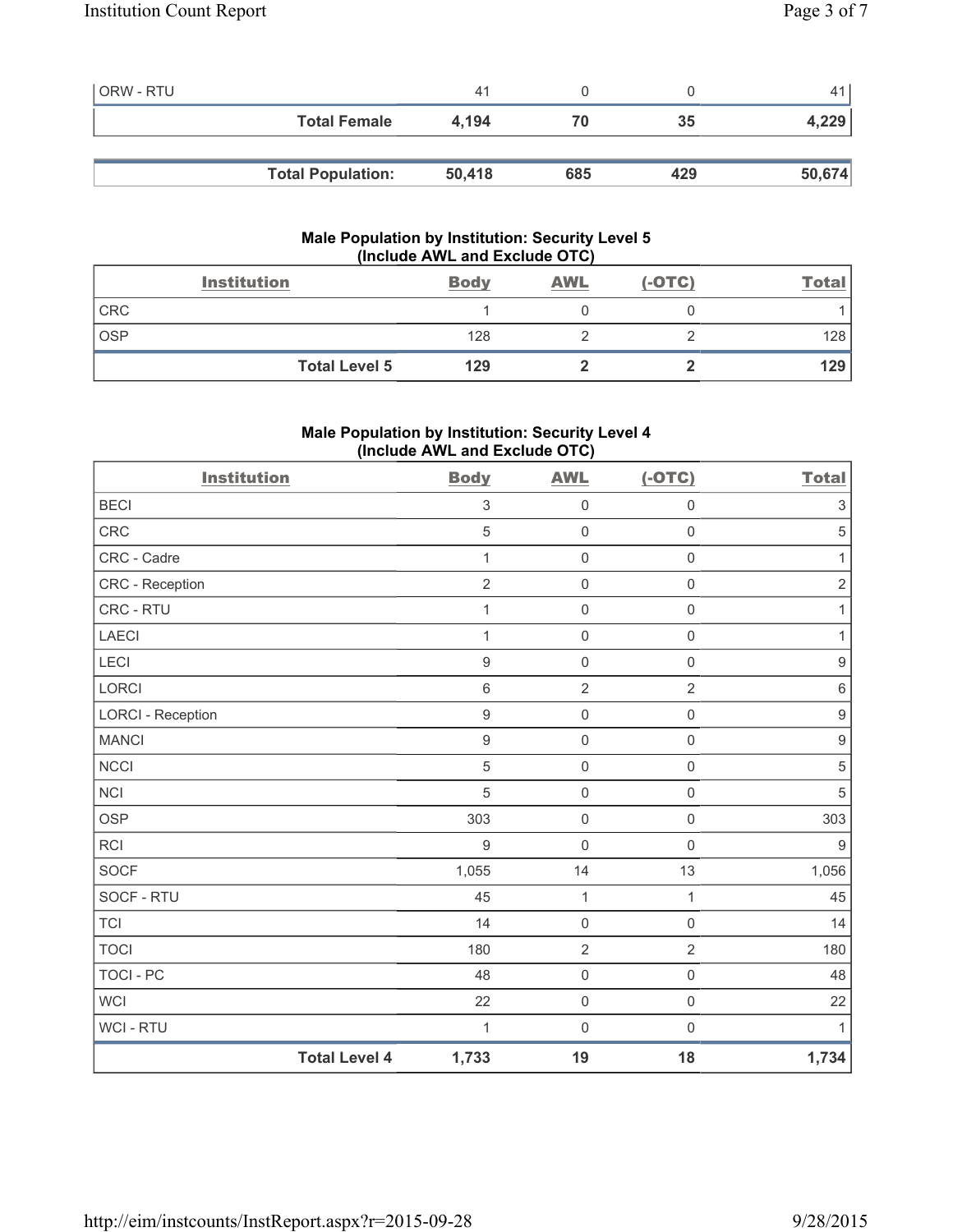| | | | | |
|---|---|---|---|---|
| ORW - RTU | 41 | 0 | 0 | 41 |
| **Total Female** | **4,194** | **70** | **35** | **4,229** |

| | | | | |
|---|---|---|---|---|
| **Total Population:** | **50,418** | **685** | **429** | **50,674** |

### Male Population by Institution: Security Level 5 (Include AWL and Exclude OTC)

| Institution | Body | AWL | (-OTC) | Total |
|---|---|---|---|---|
| CRC | 1 | 0 | 0 | 1 |
| OSP | 128 | 2 | 2 | 128 |
| **Total Level 5** | **129** | **2** | **2** | **129** |

### Male Population by Institution: Security Level 4 (Include AWL and Exclude OTC)

| Institution | Body | AWL | (-OTC) | Total |
|---|---|---|---|---|
| BECI | 3 | 0 | 0 | 3 |
| CRC | 5 | 0 | 0 | 5 |
| CRC - Cadre | 1 | 0 | 0 | 1 |
| CRC - Reception | 2 | 0 | 0 | 2 |
| CRC - RTU | 1 | 0 | 0 | 1 |
| LAECI | 1 | 0 | 0 | 1 |
| LECI | 9 | 0 | 0 | 9 |
| LORCI | 6 | 2 | 2 | 6 |
| LORCI - Reception | 9 | 0 | 0 | 9 |
| MANCI | 9 | 0 | 0 | 9 |
| NCCI | 5 | 0 | 0 | 5 |
| NCI | 5 | 0 | 0 | 5 |
| OSP | 303 | 0 | 0 | 303 |
| RCI | 9 | 0 | 0 | 9 |
| SOCF | 1,055 | 14 | 13 | 1,056 |
| SOCF - RTU | 45 | 1 | 1 | 45 |
| TCI | 14 | 0 | 0 | 14 |
| TOCI | 180 | 2 | 2 | 180 |
| TOCI - PC | 48 | 0 | 0 | 48 |
| WCI | 22 | 0 | 0 | 22 |
| WCI - RTU | 1 | 0 | 0 | 1 |
| **Total Level 4** | **1,733** | **19** | **18** | **1,734** |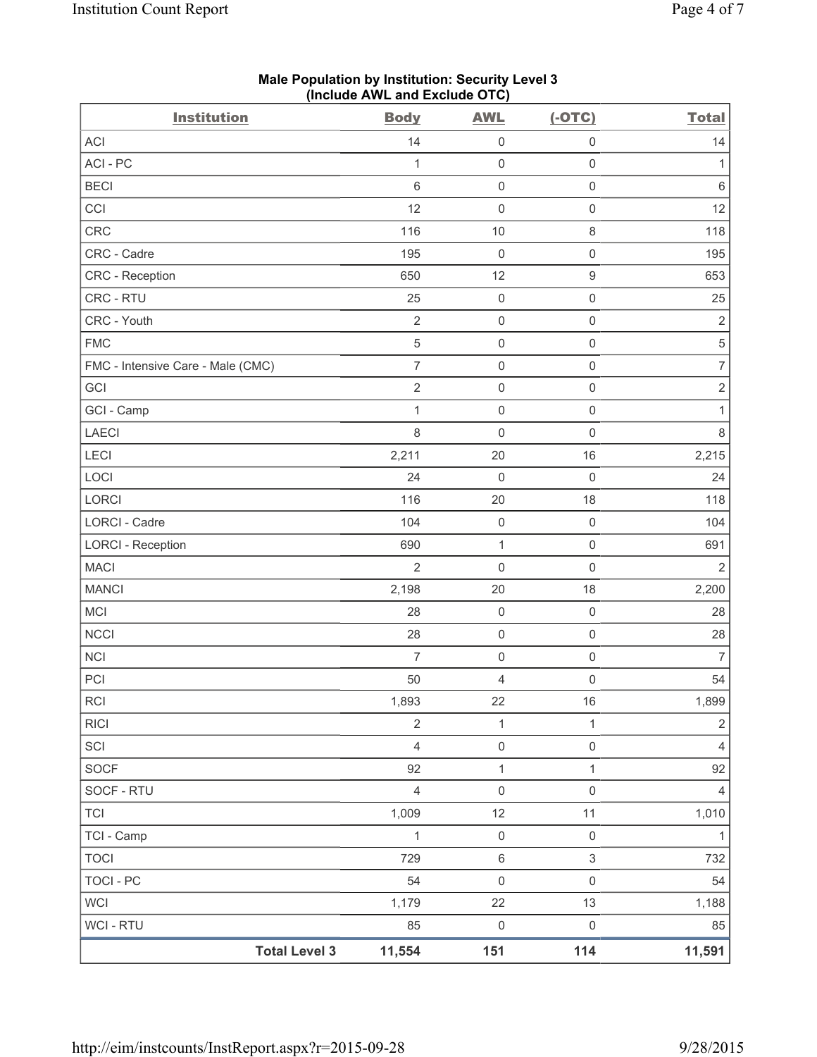**Male Population by Institution: Security Level 3**
**(Include AWL and Exclude OTC)**

| Institution | Body | AWL | (-OTC) | Total |
|---|---|---|---|---|
| ACI | 14 | 0 | 0 | 14 |
| ACI - PC | 1 | 0 | 0 | 1 |
| BECI | 6 | 0 | 0 | 6 |
| CCI | 12 | 0 | 0 | 12 |
| CRC | 116 | 10 | 8 | 118 |
| CRC - Cadre | 195 | 0 | 0 | 195 |
| CRC - Reception | 650 | 12 | 9 | 653 |
| CRC - RTU | 25 | 0 | 0 | 25 |
| CRC - Youth | 2 | 0 | 0 | 2 |
| FMC | 5 | 0 | 0 | 5 |
| FMC - Intensive Care - Male (CMC) | 7 | 0 | 0 | 7 |
| GCI | 2 | 0 | 0 | 2 |
| GCI - Camp | 1 | 0 | 0 | 1 |
| LAECI | 8 | 0 | 0 | 8 |
| LECI | 2,211 | 20 | 16 | 2,215 |
| LOCI | 24 | 0 | 0 | 24 |
| LORCI | 116 | 20 | 18 | 118 |
| LORCI - Cadre | 104 | 0 | 0 | 104 |
| LORCI - Reception | 690 | 1 | 0 | 691 |
| MACI | 2 | 0 | 0 | 2 |
| MANCI | 2,198 | 20 | 18 | 2,200 |
| MCI | 28 | 0 | 0 | 28 |
| NCCI | 28 | 0 | 0 | 28 |
| NCI | 7 | 0 | 0 | 7 |
| PCI | 50 | 4 | 0 | 54 |
| RCI | 1,893 | 22 | 16 | 1,899 |
| RICI | 2 | 1 | 1 | 2 |
| SCI | 4 | 0 | 0 | 4 |
| SOCF | 92 | 1 | 1 | 92 |
| SOCF - RTU | 4 | 0 | 0 | 4 |
| TCI | 1,009 | 12 | 11 | 1,010 |
| TCI - Camp | 1 | 0 | 0 | 1 |
| TOCI | 729 | 6 | 3 | 732 |
| TOCI - PC | 54 | 0 | 0 | 54 |
| WCI | 1,179 | 22 | 13 | 1,188 |
| WCI - RTU | 85 | 0 | 0 | 85 |
| **Total Level 3** | **11,554** | **151** | **114** | **11,591** |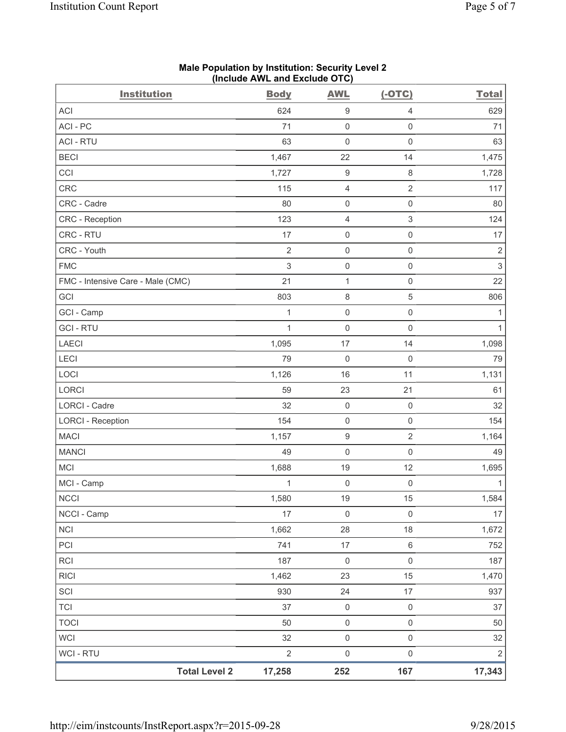**Male Population by Institution: Security Level 2 (Include AWL and Exclude OTC)**

| Institution | Body | AWL | (-OTC) | Total |
|---|---|---|---|---|
| ACI | 624 | 9 | 4 | 629 |
| ACI - PC | 71 | 0 | 0 | 71 |
| ACI - RTU | 63 | 0 | 0 | 63 |
| BECI | 1,467 | 22 | 14 | 1,475 |
| CCI | 1,727 | 9 | 8 | 1,728 |
| CRC | 115 | 4 | 2 | 117 |
| CRC - Cadre | 80 | 0 | 0 | 80 |
| CRC - Reception | 123 | 4 | 3 | 124 |
| CRC - RTU | 17 | 0 | 0 | 17 |
| CRC - Youth | 2 | 0 | 0 | 2 |
| FMC | 3 | 0 | 0 | 3 |
| FMC - Intensive Care - Male (CMC) | 21 | 1 | 0 | 22 |
| GCI | 803 | 8 | 5 | 806 |
| GCI - Camp | 1 | 0 | 0 | 1 |
| GCI - RTU | 1 | 0 | 0 | 1 |
| LAECI | 1,095 | 17 | 14 | 1,098 |
| LECI | 79 | 0 | 0 | 79 |
| LOCI | 1,126 | 16 | 11 | 1,131 |
| LORCI | 59 | 23 | 21 | 61 |
| LORCI - Cadre | 32 | 0 | 0 | 32 |
| LORCI - Reception | 154 | 0 | 0 | 154 |
| MACI | 1,157 | 9 | 2 | 1,164 |
| MANCI | 49 | 0 | 0 | 49 |
| MCI | 1,688 | 19 | 12 | 1,695 |
| MCI - Camp | 1 | 0 | 0 | 1 |
| NCCI | 1,580 | 19 | 15 | 1,584 |
| NCCI - Camp | 17 | 0 | 0 | 17 |
| NCI | 1,662 | 28 | 18 | 1,672 |
| PCI | 741 | 17 | 6 | 752 |
| RCI | 187 | 0 | 0 | 187 |
| RICI | 1,462 | 23 | 15 | 1,470 |
| SCI | 930 | 24 | 17 | 937 |
| TCI | 37 | 0 | 0 | 37 |
| TOCI | 50 | 0 | 0 | 50 |
| WCI | 32 | 0 | 0 | 32 |
| WCI - RTU | 2 | 0 | 0 | 2 |
| **Total Level 2** | **17,258** | **252** | **167** | **17,343** |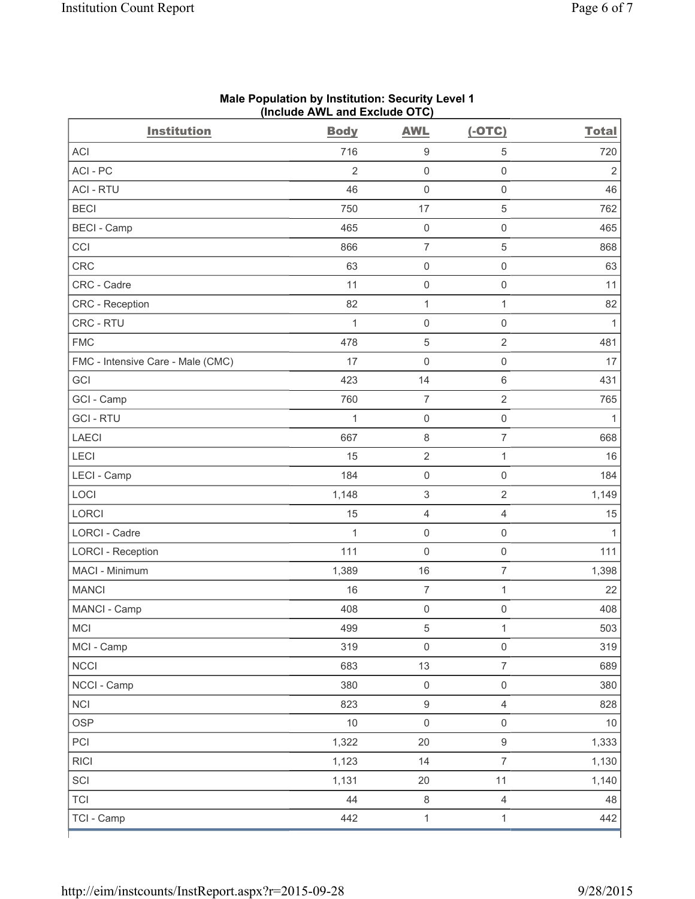**Male Population by Institution: Security Level 1**
**(Include AWL and Exclude OTC)**

| Institution | Body | AWL | (-OTC) | Total |
|---|---|---|---|---|
| ACI | 716 | 9 | 5 | 720 |
| ACI - PC | 2 | 0 | 0 | 2 |
| ACI - RTU | 46 | 0 | 0 | 46 |
| BECI | 750 | 17 | 5 | 762 |
| BECI - Camp | 465 | 0 | 0 | 465 |
| CCI | 866 | 7 | 5 | 868 |
| CRC | 63 | 0 | 0 | 63 |
| CRC - Cadre | 11 | 0 | 0 | 11 |
| CRC - Reception | 82 | 1 | 1 | 82 |
| CRC - RTU | 1 | 0 | 0 | 1 |
| FMC | 478 | 5 | 2 | 481 |
| FMC - Intensive Care - Male (CMC) | 17 | 0 | 0 | 17 |
| GCI | 423 | 14 | 6 | 431 |
| GCI - Camp | 760 | 7 | 2 | 765 |
| GCI - RTU | 1 | 0 | 0 | 1 |
| LAECI | 667 | 8 | 7 | 668 |
| LECI | 15 | 2 | 1 | 16 |
| LECI - Camp | 184 | 0 | 0 | 184 |
| LOCI | 1,148 | 3 | 2 | 1,149 |
| LORCI | 15 | 4 | 4 | 15 |
| LORCI - Cadre | 1 | 0 | 0 | 1 |
| LORCI - Reception | 111 | 0 | 0 | 111 |
| MACI - Minimum | 1,389 | 16 | 7 | 1,398 |
| MANCI | 16 | 7 | 1 | 22 |
| MANCI - Camp | 408 | 0 | 0 | 408 |
| MCI | 499 | 5 | 1 | 503 |
| MCI - Camp | 319 | 0 | 0 | 319 |
| NCCI | 683 | 13 | 7 | 689 |
| NCCI - Camp | 380 | 0 | 0 | 380 |
| NCI | 823 | 9 | 4 | 828 |
| OSP | 10 | 0 | 0 | 10 |
| PCI | 1,322 | 20 | 9 | 1,333 |
| RICI | 1,123 | 14 | 7 | 1,130 |
| SCI | 1,131 | 20 | 11 | 1,140 |
| TCI | 44 | 8 | 4 | 48 |
| TCI - Camp | 442 | 1 | 1 | 442 |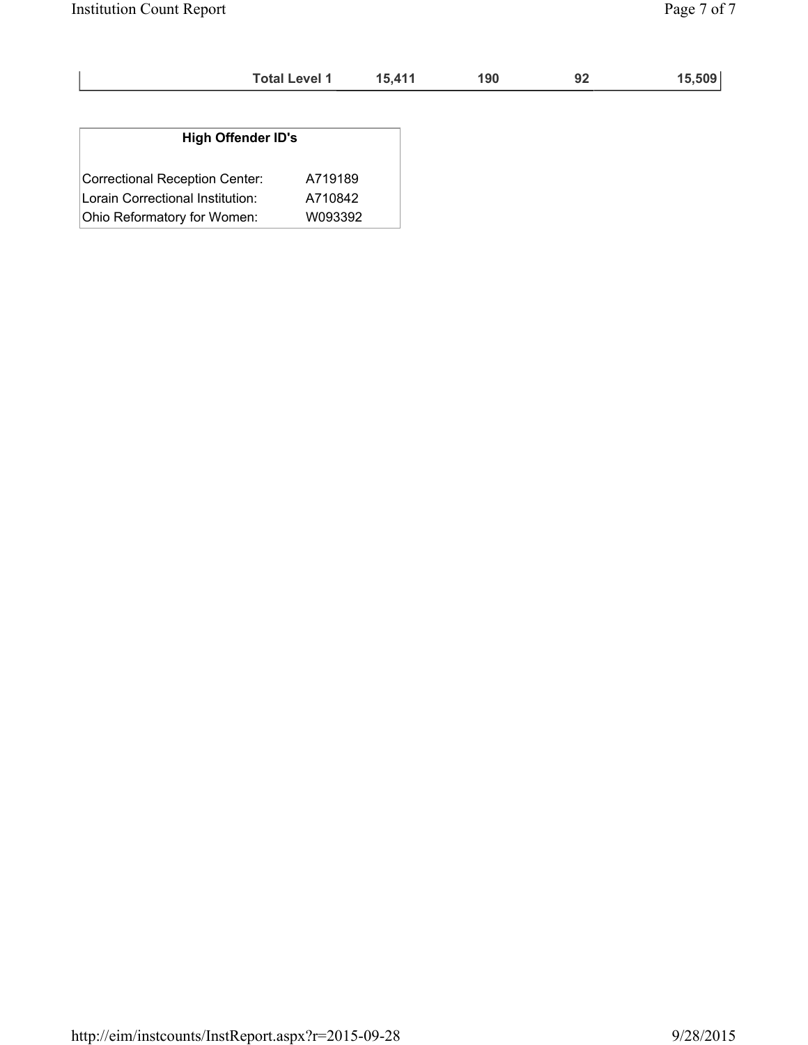| | | | | |
|---|---|---|---|---|
| **Total Level 1** | **15,411** | **190** | **92** | **15,509** |

| **High Offender ID's** | |
|---|---|
| Correctional Reception Center: | A719189 |
| Lorain Correctional Institution: | A710842 |
| Ohio Reformatory for Women: | W093392 |